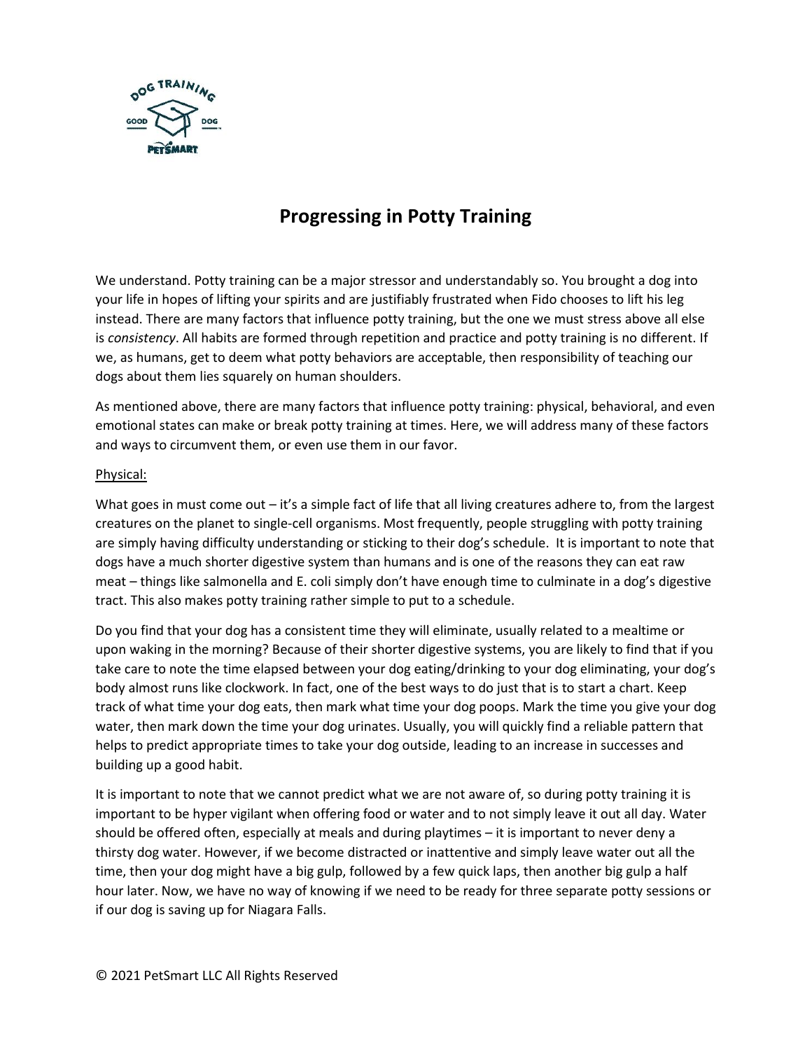# Progressing in Potty Training

We understand. Potty training can be a major stressor and understandably so. You brought a dog into your life in hopes of lifting your spirits and are justifiably frustrated when Fido chooses to lift his leg instead. There are many factors that influence potty training, but the one we must stress above all else is *consistency*. All habits are formed through repetition and practice and potty training is no different. If we, as humans, get to deem what potty behaviors are acceptable, then responsibility of teaching our dogs about them lies squarely on human shoulders.

As mentioned above, there are many factors that influence potty training: physical, behavioral, and even emotional states can make or break potty training at times. Here, we will address many of these factors and ways to circumvent them, or even use them in our favor.

<u>Physical:</u>

What goes in must come out – it's a simple fact of life that all living creatures adhere to, from the largest creatures on the planet to single-cell organisms. Most frequently, people struggling with potty training are simply having difficulty understanding or sticking to their dog's schedule. It is important to note that dogs have a much shorter digestive system than humans and is one of the reasons they can eat raw meat – things like salmonella and E. coli simply don't have enough time to culminate in a dog's digestive tract. This also makes potty training rather simple to put to a schedule.

Do you find that your dog has a consistent time they will eliminate, usually related to a mealtime or upon waking in the morning? Because of their shorter digestive systems, you are likely to find that if you take care to note the time elapsed between your dog eating/drinking to your dog eliminating, your dog's body almost runs like clockwork. In fact, one of the best ways to do just that is to start a chart. Keep track of what time your dog eats, then mark what time your dog poops. Mark the time you give your dog water, then mark down the time your dog urinates. Usually, you will quickly find a reliable pattern that helps to predict appropriate times to take your dog outside, leading to an increase in successes and building up a good habit.

It is important to note that we cannot predict what we are not aware of, so during potty training it is important to be hyper vigilant when offering food or water and to not simply leave it out all day. Water should be offered often, especially at meals and during playtimes – it is important to never deny a thirsty dog water. However, if we become distracted or inattentive and simply leave water out all the time, then your dog might have a big gulp, followed by a few quick laps, then another big gulp a half hour later. Now, we have no way of knowing if we need to be ready for three separate potty sessions or if our dog is saving up for Niagara Falls.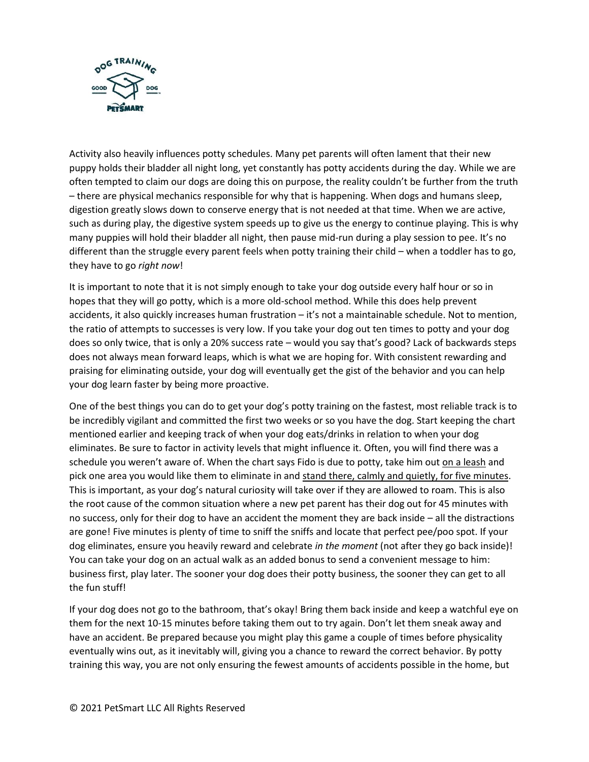Activity also heavily influences potty schedules. Many pet parents will often lament that their new puppy holds their bladder all night long, yet constantly has potty accidents during the day. While we are often tempted to claim our dogs are doing this on purpose, the reality couldn't be further from the truth – there are physical mechanics responsible for why that is happening. When dogs and humans sleep, digestion greatly slows down to conserve energy that is not needed at that time. When we are active, such as during play, the digestive system speeds up to give us the energy to continue playing. This is why many puppies will hold their bladder all night, then pause mid-run during a play session to pee. It's no different than the struggle every parent feels when potty training their child – when a toddler has to go, they have to go *right now*!

It is important to note that it is not simply enough to take your dog outside every half hour or so in hopes that they will go potty, which is a more old-school method. While this does help prevent accidents, it also quickly increases human frustration – it's not a maintainable schedule. Not to mention, the ratio of attempts to successes is very low. If you take your dog out ten times to potty and your dog does so only twice, that is only a 20% success rate – would you say that's good? Lack of backwards steps does not always mean forward leaps, which is what we are hoping for. With consistent rewarding and praising for eliminating outside, your dog will eventually get the gist of the behavior and you can help your dog learn faster by being more proactive.

One of the best things you can do to get your dog's potty training on the fastest, most reliable track is to be incredibly vigilant and committed the first two weeks or so you have the dog. Start keeping the chart mentioned earlier and keeping track of when your dog eats/drinks in relation to when your dog eliminates. Be sure to factor in activity levels that might influence it. Often, you will find there was a schedule you weren't aware of. When the chart says Fido is due to potty, take him out <u>on a leash</u> and pick one area you would like them to eliminate in and <u>stand there, calmly and quietly, for five minutes</u>. This is important, as your dog's natural curiosity will take over if they are allowed to roam. This is also the root cause of the common situation where a new pet parent has their dog out for 45 minutes with no success, only for their dog to have an accident the moment they are back inside – all the distractions are gone! Five minutes is plenty of time to sniff the sniffs and locate that perfect pee/poo spot. If your dog eliminates, ensure you heavily reward and celebrate *in the moment* (not after they go back inside)! You can take your dog on an actual walk as an added bonus to send a convenient message to him: business first, play later. The sooner your dog does their potty business, the sooner they can get to all the fun stuff!

If your dog does not go to the bathroom, that's okay! Bring them back inside and keep a watchful eye on them for the next 10-15 minutes before taking them out to try again. Don't let them sneak away and have an accident. Be prepared because you might play this game a couple of times before physicality eventually wins out, as it inevitably will, giving you a chance to reward the correct behavior. By potty training this way, you are not only ensuring the fewest amounts of accidents possible in the home, but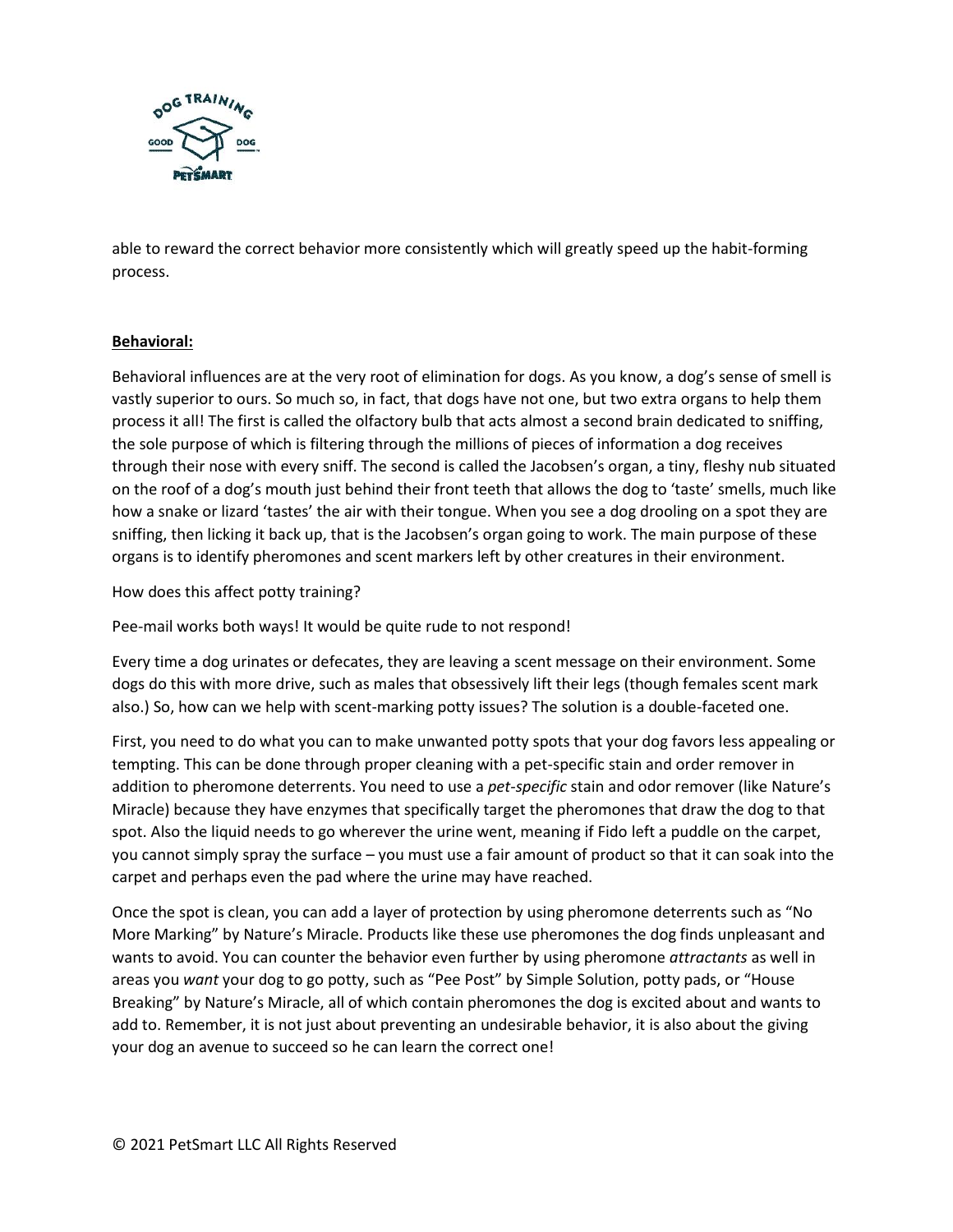able to reward the correct behavior more consistently which will greatly speed up the habit-forming process.

**Behavioral:**

Behavioral influences are at the very root of elimination for dogs. As you know, a dog's sense of smell is vastly superior to ours. So much so, in fact, that dogs have not one, but two extra organs to help them process it all! The first is called the olfactory bulb that acts almost a second brain dedicated to sniffing, the sole purpose of which is filtering through the millions of pieces of information a dog receives through their nose with every sniff. The second is called the Jacobsen's organ, a tiny, fleshy nub situated on the roof of a dog's mouth just behind their front teeth that allows the dog to 'taste' smells, much like how a snake or lizard 'tastes' the air with their tongue. When you see a dog drooling on a spot they are sniffing, then licking it back up, that is the Jacobsen's organ going to work. The main purpose of these organs is to identify pheromones and scent markers left by other creatures in their environment.

How does this affect potty training?

Pee-mail works both ways! It would be quite rude to not respond!

Every time a dog urinates or defecates, they are leaving a scent message on their environment. Some dogs do this with more drive, such as males that obsessively lift their legs (though females scent mark also.) So, how can we help with scent-marking potty issues? The solution is a double-faceted one.

First, you need to do what you can to make unwanted potty spots that your dog favors less appealing or tempting. This can be done through proper cleaning with a pet-specific stain and order remover in addition to pheromone deterrents. You need to use a *pet-specific* stain and odor remover (like Nature's Miracle) because they have enzymes that specifically target the pheromones that draw the dog to that spot. Also the liquid needs to go wherever the urine went, meaning if Fido left a puddle on the carpet, you cannot simply spray the surface – you must use a fair amount of product so that it can soak into the carpet and perhaps even the pad where the urine may have reached.

Once the spot is clean, you can add a layer of protection by using pheromone deterrents such as "No More Marking" by Nature's Miracle. Products like these use pheromones the dog finds unpleasant and wants to avoid. You can counter the behavior even further by using pheromone *attractants* as well in areas you *want* your dog to go potty, such as "Pee Post" by Simple Solution, potty pads, or "House Breaking" by Nature's Miracle, all of which contain pheromones the dog is excited about and wants to add to. Remember, it is not just about preventing an undesirable behavior, it is also about the giving your dog an avenue to succeed so he can learn the correct one!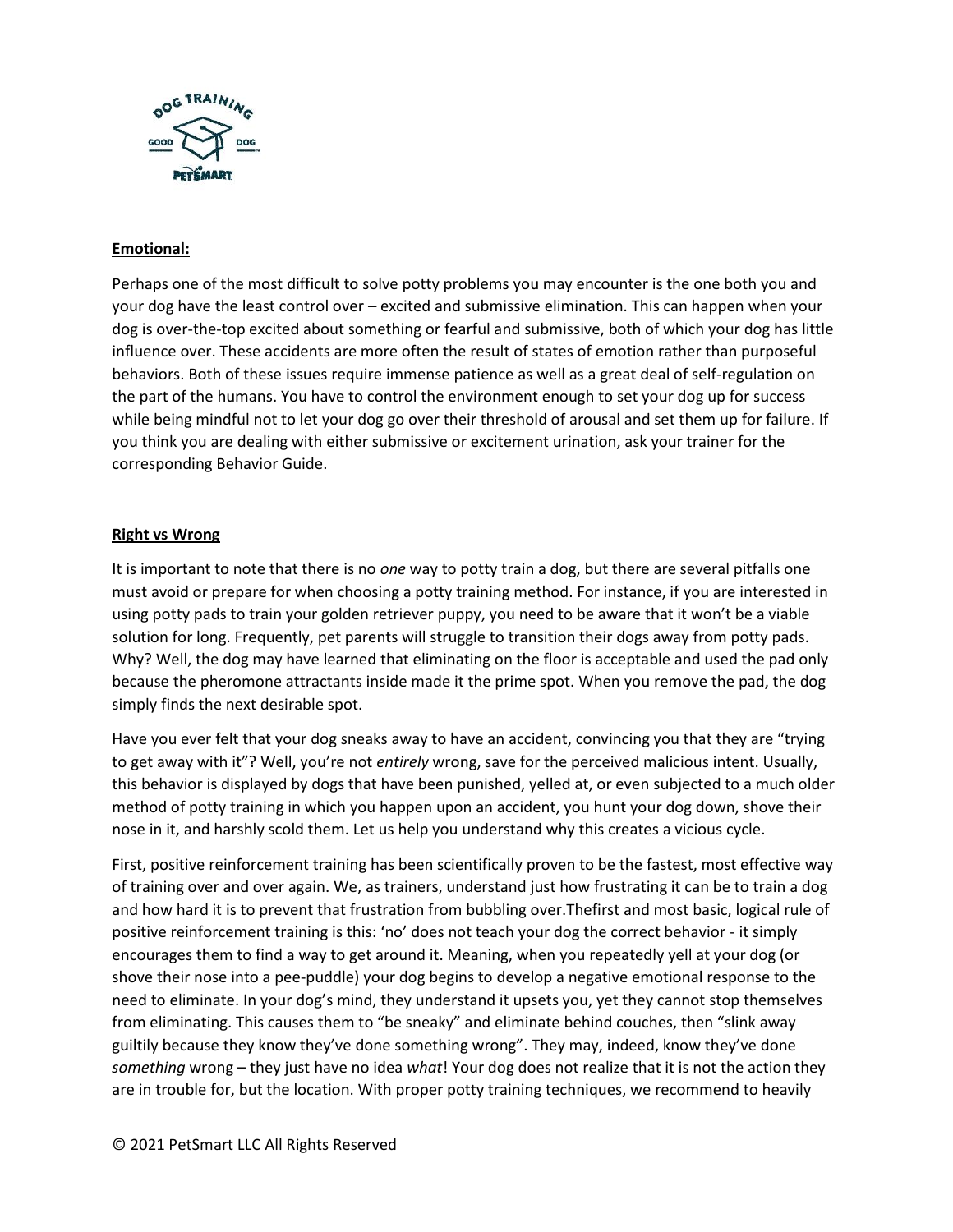**Emotional:**

Perhaps one of the most difficult to solve potty problems you may encounter is the one both you and your dog have the least control over – excited and submissive elimination. This can happen when your dog is over-the-top excited about something or fearful and submissive, both of which your dog has little influence over. These accidents are more often the result of states of emotion rather than purposeful behaviors. Both of these issues require immense patience as well as a great deal of self-regulation on the part of the humans. You have to control the environment enough to set your dog up for success while being mindful not to let your dog go over their threshold of arousal and set them up for failure. If you think you are dealing with either submissive or excitement urination, ask your trainer for the corresponding Behavior Guide.

**Right vs Wrong**

It is important to note that there is no *one* way to potty train a dog, but there are several pitfalls one must avoid or prepare for when choosing a potty training method. For instance, if you are interested in using potty pads to train your golden retriever puppy, you need to be aware that it won't be a viable solution for long. Frequently, pet parents will struggle to transition their dogs away from potty pads. Why? Well, the dog may have learned that eliminating on the floor is acceptable and used the pad only because the pheromone attractants inside made it the prime spot. When you remove the pad, the dog simply finds the next desirable spot.

Have you ever felt that your dog sneaks away to have an accident, convincing you that they are "trying to get away with it"? Well, you're not *entirely* wrong, save for the perceived malicious intent. Usually, this behavior is displayed by dogs that have been punished, yelled at, or even subjected to a much older method of potty training in which you happen upon an accident, you hunt your dog down, shove their nose in it, and harshly scold them. Let us help you understand why this creates a vicious cycle.

First, positive reinforcement training has been scientifically proven to be the fastest, most effective way of training over and over again. We, as trainers, understand just how frustrating it can be to train a dog and how hard it is to prevent that frustration from bubbling over.Thefirst and most basic, logical rule of positive reinforcement training is this: 'no' does not teach your dog the correct behavior - it simply encourages them to find a way to get around it. Meaning, when you repeatedly yell at your dog (or shove their nose into a pee-puddle) your dog begins to develop a negative emotional response to the need to eliminate. In your dog's mind, they understand it upsets you, yet they cannot stop themselves from eliminating. This causes them to "be sneaky" and eliminate behind couches, then "slink away guiltily because they know they've done something wrong". They may, indeed, know they've done *something* wrong – they just have no idea *what*! Your dog does not realize that it is not the action they are in trouble for, but the location. With proper potty training techniques, we recommend to heavily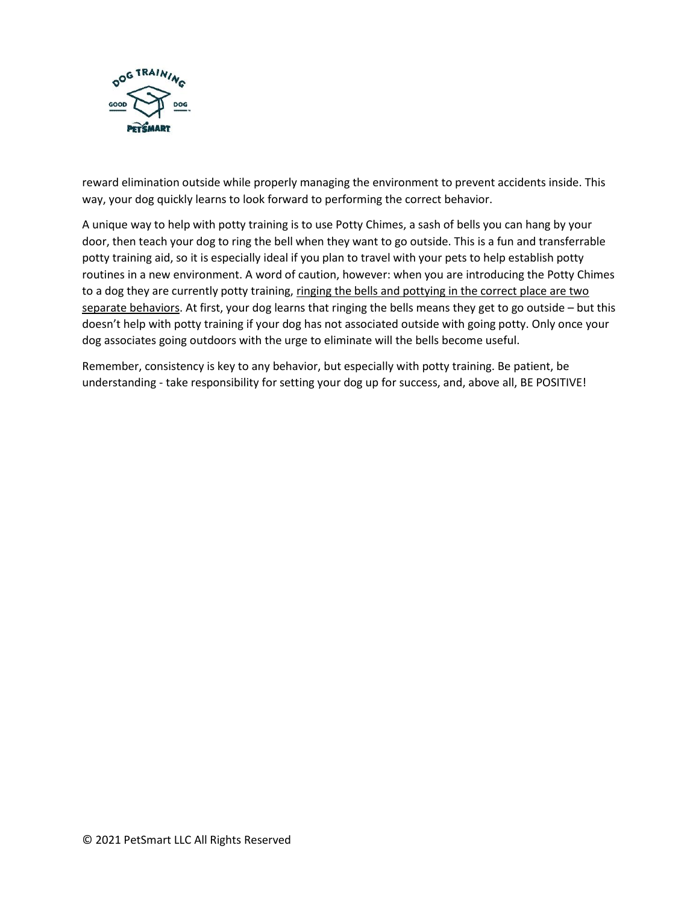reward elimination outside while properly managing the environment to prevent accidents inside. This way, your dog quickly learns to look forward to performing the correct behavior.

A unique way to help with potty training is to use Potty Chimes, a sash of bells you can hang by your door, then teach your dog to ring the bell when they want to go outside. This is a fun and transferrable potty training aid, so it is especially ideal if you plan to travel with your pets to help establish potty routines in a new environment. A word of caution, however: when you are introducing the Potty Chimes to a dog they are currently potty training, <u>ringing the bells and pottying in the correct place are two separate behaviors</u>. At first, your dog learns that ringing the bells means they get to go outside – but this doesn't help with potty training if your dog has not associated outside with going potty. Only once your dog associates going outdoors with the urge to eliminate will the bells become useful.

Remember, consistency is key to any behavior, but especially with potty training. Be patient, be understanding - take responsibility for setting your dog up for success, and, above all, BE POSITIVE!

© 2021 PetSmart LLC All Rights Reserved